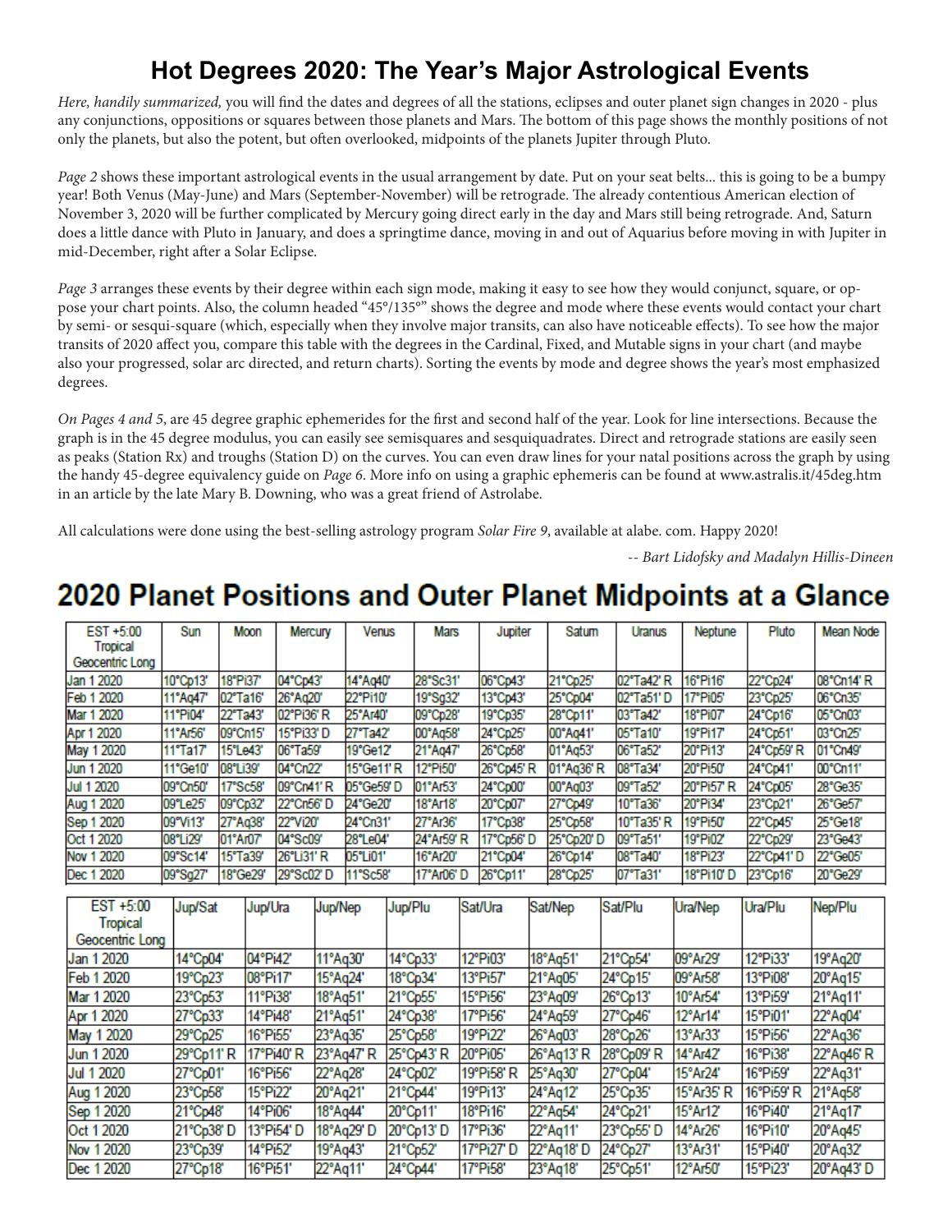# Hot Degrees 2020: The Year's Major Astrological Events

*Here, handily summarized,* you will find the dates and degrees of all the stations, eclipses and outer planet sign changes in 2020 - plus any conjunctions, oppositions or squares between those planets and Mars. The bottom of this page shows the monthly positions of not only the planets, but also the potent, but often overlooked, midpoints of the planets Jupiter through Pluto.

*Page 2* shows these important astrological events in the usual arrangement by date. Put on your seat belts... this is going to be a bumpy year! Both Venus (May-June) and Mars (September-November) will be retrograde. The already contentious American election of November 3, 2020 will be further complicated by Mercury going direct early in the day and Mars still being retrograde. And, Saturn does a little dance with Pluto in January, and does a springtime dance, moving in and out of Aquarius before moving in with Jupiter in mid-December, right after a Solar Eclipse.

*Page 3* arranges these events by their degree within each sign mode, making it easy to see how they would conjunct, square, or oppose your chart points. Also, the column headed "45°/135°" shows the degree and mode where these events would contact your chart by semi- or sesqui-square (which, especially when they involve major transits, can also have noticeable effects). To see how the major transits of 2020 affect you, compare this table with the degrees in the Cardinal, Fixed, and Mutable signs in your chart (and maybe also your progressed, solar arc directed, and return charts). Sorting the events by mode and degree shows the year's most emphasized degrees.

*On Pages 4 and 5*, are 45 degree graphic ephemerides for the first and second half of the year. Look for line intersections. Because the graph is in the 45 degree modulus, you can easily see semisquares and sesquiquadrates. Direct and retrograde stations are easily seen as peaks (Station Rx) and troughs (Station D) on the curves. You can even draw lines for your natal positions across the graph by using the handy 45-degree equivalency guide on *Page 6*. More info on using a graphic ephemeris can be found at www.astralis.it/45deg.htm in an article by the late Mary B. Downing, who was a great friend of Astrolabe.

All calculations were done using the best-selling astrology program *Solar Fire 9*, available at alabe. com. Happy 2020!

-- *Bart Lidofsky and Madalyn Hillis-Dineen*

# 2020 Planet Positions and Outer Planet Midpoints at a Glance

| EST +5:00 Tropical Geocentric Long | Sun | Moon | Mercury | Venus | Mars | Jupiter | Saturn | Uranus | Neptune | Pluto | Mean Node |
|---|---|---|---|---|---|---|---|---|---|---|---|
| Jan 1 2020 | 10°Cp13' | 18°Pi37' | 04°Cp43' | 14°Aq40' | 28°Sc31' | 06°Cp43' | 21°Cp25' | 02°Ta42' R | 16°Pi16' | 22°Cp24' | 08°Cn14' R |
| Feb 1 2020 | 11°Aq47' | 02°Ta16' | 26°Aq20' | 22°Pi10' | 19°Sg32' | 13°Cp43' | 25°Cp04' | 02°Ta51' D | 17°Pi05' | 23°Cp25' | 06°Cn35' |
| Mar 1 2020 | 11°Pi04' | 22°Ta43' | 02°Pi36' R | 25°Ar40' | 09°Cp28' | 19°Cp35' | 28°Cp11' | 03°Ta42' | 18°Pi07' | 24°Cp16' | 05°Cn03' |
| Apr 1 2020 | 11°Ar56' | 09°Cn15' | 15°Pi33' D | 27°Ta42' | 00°Aq58' | 24°Cp25' | 00°Aq41' | 05°Ta10' | 19°Pi17' | 24°Cp51' | 03°Cn25' |
| May 1 2020 | 11°Ta17' | 15°Le43' | 06°Ta59' | 19°Ge12' | 21°Aq47' | 26°Cp58' | 01°Aq53' | 06°Ta52' | 20°Pi13' | 24°Cp59' R | 01°Cn49' |
| Jun 1 2020 | 11°Ge10' | 08°Li39' | 04°Cn22' | 15°Ge11' R | 12°Pi50' | 26°Cp45' R | 01°Aq36' R | 08°Ta34' | 20°Pi50' | 24°Cp41' | 00°Cn11' |
| Jul 1 2020 | 09°Cn50' | 17°Sc58' | 09°Cn41' R | 05°Ge59' D | 01°Ar53' | 24°Cp00' | 00°Aq03' | 09°Ta52' | 20°Pi57' R | 24°Cp05' | 28°Ge35' |
| Aug 1 2020 | 09°Le25' | 09°Cp32' | 22°Cn56' D | 24°Ge20' | 18°Ar18' | 20°Cp07' | 27°Cp49' | 10°Ta36' | 20°Pi34' | 23°Cp21' | 26°Ge57' |
| Sep 1 2020 | 09°Vi13' | 27°Aq38' | 22°Vi20' | 24°Cn31' | 27°Ar36' | 17°Cp38' | 25°Cp58' | 10°Ta35' R | 19°Pi50' | 22°Cp45' | 25°Ge18' |
| Oct 1 2020 | 08°Li29' | 01°Ar07' | 04°Sc09' | 28°Le04' | 24°Ar59' R | 17°Cp56' D | 25°Cp20' D | 09°Ta51' | 19°Pi02' | 22°Cp29' | 23°Ge43' |
| Nov 1 2020 | 09°Sc14' | 15°Ta39' | 26°Li31' R | 05°Li01' | 16°Ar20' | 21°Cp04' | 26°Cp14' | 08°Ta40' | 18°Pi23' | 22°Cp41' D | 22°Ge05' |
| Dec 1 2020 | 09°Sg27' | 18°Ge29' | 29°Sc02' D | 11°Sc58' | 17°Ar06' D | 26°Cp11' | 28°Cp25' | 07°Ta31' | 18°Pi10' D | 23°Cp16' | 20°Ge29' |

| EST +5:00 Tropical Geocentric Long | Jup/Sat | Jup/Ura | Jup/Nep | Jup/Plu | Sat/Ura | Sat/Nep | Sat/Plu | Ura/Nep | Ura/Plu | Nep/Plu |
|---|---|---|---|---|---|---|---|---|---|---|
| Jan 1 2020 | 14°Cp04' | 04°Pi42' | 11°Aq30' | 14°Cp33' | 12°Pi03' | 18°Aq51' | 21°Cp54' | 09°Ar29' | 12°Pi33' | 19°Aq20' |
| Feb 1 2020 | 19°Cp23' | 08°Pi17' | 15°Aq24' | 18°Cp34' | 13°Pi57' | 21°Aq05' | 24°Cp15' | 09°Ar58' | 13°Pi08' | 20°Aq15' |
| Mar 1 2020 | 23°Cp53' | 11°Pi38' | 18°Aq51' | 21°Cp55' | 15°Pi56' | 23°Aq09' | 26°Cp13' | 10°Ar54' | 13°Pi59' | 21°Aq11' |
| Apr 1 2020 | 27°Cp33' | 14°Pi48' | 21°Aq51' | 24°Cp38' | 17°Pi56' | 24°Aq59' | 27°Cp46' | 12°Ar14' | 15°Pi01' | 22°Aq04' |
| May 1 2020 | 29°Cp25' | 16°Pi55' | 23°Aq35' | 25°Cp58' | 19°Pi22' | 26°Aq03' | 28°Cp26' | 13°Ar33' | 15°Pi56' | 22°Aq36' |
| Jun 1 2020 | 29°Cp11' R | 17°Pi40' R | 23°Aq47' R | 25°Cp43' R | 20°Pi05' | 26°Aq13' R | 28°Cp09' R | 14°Ar42' | 16°Pi38' | 22°Aq46' R |
| Jul 1 2020 | 27°Cp01' | 16°Pi56' | 22°Aq28' | 24°Cp02' | 19°Pi58' R | 25°Aq30' | 27°Cp04' | 15°Ar24' | 16°Pi59' | 22°Aq31' |
| Aug 1 2020 | 23°Cp58' | 15°Pi22' | 20°Aq21' | 21°Cp44' | 19°Pi13' | 24°Aq12' | 25°Cp35' | 15°Ar35' R | 16°Pi59' R | 21°Aq58' |
| Sep 1 2020 | 21°Cp48' | 14°Pi06' | 18°Aq44' | 20°Cp11' | 18°Pi16' | 22°Aq54' | 24°Cp21' | 15°Ar12' | 16°Pi40' | 21°Aq17' |
| Oct 1 2020 | 21°Cp38' D | 13°Pi54' D | 18°Aq29' D | 20°Cp13' D | 17°Pi36' | 22°Aq11' | 23°Cp55' D | 14°Ar26' | 16°Pi10' | 20°Aq45' |
| Nov 1 2020 | 23°Cp39' | 14°Pi52' | 19°Aq43' | 21°Cp52' | 17°Pi27' D | 22°Aq18' D | 24°Cp27' | 13°Ar31' | 15°Pi40' | 20°Aq32' |
| Dec 1 2020 | 27°Cp18' | 16°Pi51' | 22°Aq11' | 24°Cp44' | 17°Pi58' | 23°Aq18' | 25°Cp51' | 12°Ar50' | 15°Pi23' | 20°Aq43' D |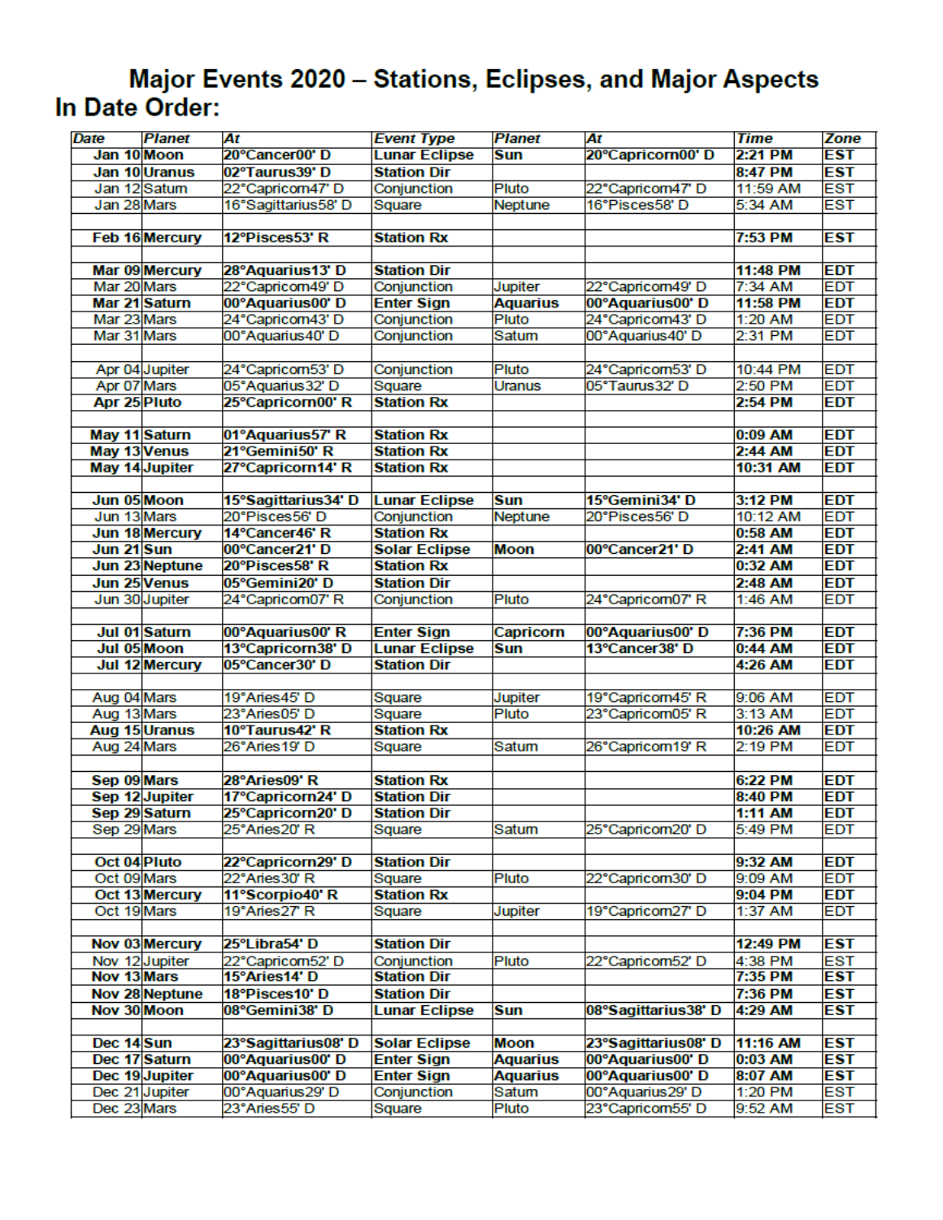# Major Events 2020 – Stations, Eclipses, and Major Aspects

## In Date Order:

| Date | Planet | At | Event Type | Planet | At | Time | Zone |
|---|---|---|---|---|---|---|---|
| **Jan 10** | **Moon** | **20°Cancer00' D** | **Lunar Eclipse** | **Sun** | **20°Capricorn00' D** | **2:21 PM** | **EST** |
| **Jan 10** | **Uranus** | **02°Taurus39' D** | **Station Dir** | | | **8:47 PM** | **EST** |
| Jan 12 | Saturn | 22°Capricorn47' D | Conjunction | Pluto | 22°Capricorn47' D | 11:59 AM | EST |
| Jan 28 | Mars | 16°Sagittarius58' D | Square | Neptune | 16°Pisces58' D | 5:34 AM | EST |
| | | | | | | | |
| **Feb 16** | **Mercury** | **12°Pisces53' R** | **Station Rx** | | | **7:53 PM** | **EST** |
| | | | | | | | |
| **Mar 09** | **Mercury** | **28°Aquarius13' D** | **Station Dir** | | | **11:48 PM** | **EDT** |
| Mar 20 | Mars | 22°Capricorn49' D | Conjunction | Jupiter | 22°Capricorn49' D | 7:34 AM | EDT |
| **Mar 21** | **Saturn** | **00°Aquarius00' D** | **Enter Sign** | **Aquarius** | **00°Aquarius00' D** | **11:58 PM** | **EDT** |
| Mar 23 | Mars | 24°Capricorn43' D | Conjunction | Pluto | 24°Capricorn43' D | 1:20 AM | EDT |
| Mar 31 | Mars | 00°Aquarius40' D | Conjunction | Saturn | 00°Aquarius40' D | 2:31 PM | EDT |
| | | | | | | | |
| Apr 04 | Jupiter | 24°Capricorn53' D | Conjunction | Pluto | 24°Capricorn53' D | 10:44 PM | EDT |
| Apr 07 | Mars | 05°Aquarius32' D | Square | Uranus | 05°Taurus32' D | 2:50 PM | EDT |
| **Apr 25** | **Pluto** | **25°Capricorn00' R** | **Station Rx** | | | **2:54 PM** | **EDT** |
| | | | | | | | |
| **May 11** | **Saturn** | **01°Aquarius57' R** | **Station Rx** | | | **0:09 AM** | **EDT** |
| **May 13** | **Venus** | **21°Gemini50' R** | **Station Rx** | | | **2:44 AM** | **EDT** |
| **May 14** | **Jupiter** | **27°Capricorn14' R** | **Station Rx** | | | **10:31 AM** | **EDT** |
| | | | | | | | |
| **Jun 05** | **Moon** | **15°Sagittarius34' D** | **Lunar Eclipse** | **Sun** | **15°Gemini34' D** | **3:12 PM** | **EDT** |
| Jun 13 | Mars | 20°Pisces56' D | Conjunction | Neptune | 20°Pisces56' D | 10:12 AM | EDT |
| **Jun 18** | **Mercury** | **14°Cancer46' R** | **Station Rx** | | | **0:58 AM** | **EDT** |
| **Jun 21** | **Sun** | **00°Cancer21' D** | **Solar Eclipse** | **Moon** | **00°Cancer21' D** | **2:41 AM** | **EDT** |
| **Jun 23** | **Neptune** | **20°Pisces58' R** | **Station Rx** | | | **0:32 AM** | **EDT** |
| **Jun 25** | **Venus** | **05°Gemini20' D** | **Station Dir** | | | **2:48 AM** | **EDT** |
| Jun 30 | Jupiter | 24°Capricorn07' R | Conjunction | Pluto | 24°Capricorn07' R | 1:46 AM | EDT |
| | | | | | | | |
| **Jul 01** | **Saturn** | **00°Aquarius00' R** | **Enter Sign** | **Capricorn** | **00°Aquarius00' D** | **7:36 PM** | **EDT** |
| **Jul 05** | **Moon** | **13°Capricorn38' D** | **Lunar Eclipse** | **Sun** | **13°Cancer38' D** | **0:44 AM** | **EDT** |
| **Jul 12** | **Mercury** | **05°Cancer30' D** | **Station Dir** | | | **4:26 AM** | **EDT** |
| | | | | | | | |
| Aug 04 | Mars | 19°Aries45' D | Square | Jupiter | 19°Capricorn45' R | 9:06 AM | EDT |
| Aug 13 | Mars | 23°Aries05' D | Square | Pluto | 23°Capricorn05' R | 3:13 AM | EDT |
| **Aug 15** | **Uranus** | **10°Taurus42' R** | **Station Rx** | | | **10:26 AM** | **EDT** |
| Aug 24 | Mars | 26°Aries19' D | Square | Saturn | 26°Capricorn19' R | 2:19 PM | EDT |
| | | | | | | | |
| **Sep 09** | **Mars** | **28°Aries09' R** | **Station Rx** | | | **6:22 PM** | **EDT** |
| **Sep 12** | **Jupiter** | **17°Capricorn24' D** | **Station Dir** | | | **8:40 PM** | **EDT** |
| **Sep 29** | **Saturn** | **25°Capricorn20' D** | **Station Dir** | | | **1:11 AM** | **EDT** |
| Sep 29 | Mars | 25°Aries20' R | Square | Saturn | 25°Capricorn20' D | 5:49 PM | EDT |
| | | | | | | | |
| **Oct 04** | **Pluto** | **22°Capricorn29' D** | **Station Dir** | | | **9:32 AM** | **EDT** |
| Oct 09 | Mars | 22°Aries30' R | Square | Pluto | 22°Capricorn30' D | 9:09 AM | EDT |
| **Oct 13** | **Mercury** | **11°Scorpio40' R** | **Station Rx** | | | **9:04 PM** | **EDT** |
| Oct 19 | Mars | 19°Aries27' R | Square | Jupiter | 19°Capricorn27' D | 1:37 AM | EDT |
| | | | | | | | |
| **Nov 03** | **Mercury** | **25°Libra54' D** | **Station Dir** | | | **12:49 PM** | **EST** |
| Nov 12 | Jupiter | 22°Capricorn52' D | Conjunction | Pluto | 22°Capricorn52' D | 4:38 PM | EST |
| **Nov 13** | **Mars** | **15°Aries14' D** | **Station Dir** | | | **7:35 PM** | **EST** |
| **Nov 28** | **Neptune** | **18°Pisces10' D** | **Station Dir** | | | **7:36 PM** | **EST** |
| **Nov 30** | **Moon** | **08°Gemini38' D** | **Lunar Eclipse** | **Sun** | **08°Sagittarius38' D** | **4:29 AM** | **EST** |
| | | | | | | | |
| **Dec 14** | **Sun** | **23°Sagittarius08' D** | **Solar Eclipse** | **Moon** | **23°Sagittarius08' D** | **11:16 AM** | **EST** |
| **Dec 17** | **Saturn** | **00°Aquarius00' D** | **Enter Sign** | **Aquarius** | **00°Aquarius00' D** | **0:03 AM** | **EST** |
| **Dec 19** | **Jupiter** | **00°Aquarius00' D** | **Enter Sign** | **Aquarius** | **00°Aquarius00' D** | **8:07 AM** | **EST** |
| Dec 21 | Jupiter | 00°Aquarius29' D | Conjunction | Saturn | 00°Aquarius29' D | 1:20 PM | EST |
| Dec 23 | Mars | 23°Aries55' D | Square | Pluto | 23°Capricorn55' D | 9:52 AM | EST |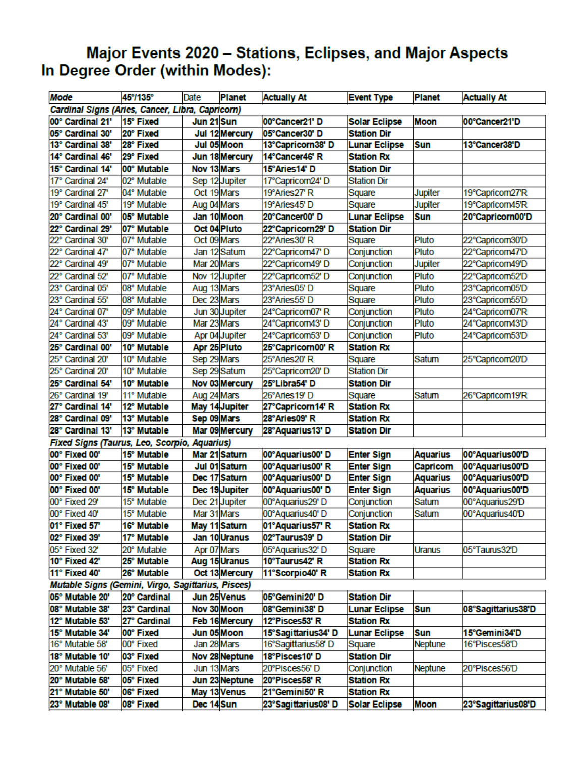# Major Events 2020 – Stations, Eclipses, and Major Aspects
## In Degree Order (within Modes):

| Mode | 45°/135° | Date | Planet | Actually At | Event Type | Planet | Actually At |
|---|---|---|---|---|---|---|---|
| ***Cardinal Signs (Aries, Cancer, Libra, Capricorn)*** | | | | | | | |
| **00° Cardinal 21'** | **15° Fixed** | **Jun 21** | **Sun** | **00°Cancer21' D** | **Solar Eclipse** | **Moon** | **00°Cancer21'D** |
| **05° Cardinal 30'** | **20° Fixed** | **Jul 12** | **Mercury** | **05°Cancer30' D** | **Station Dir** | | |
| **13° Cardinal 38'** | **28° Fixed** | **Jul 05** | **Moon** | **13°Capricorn38' D** | **Lunar Eclipse** | **Sun** | **13°Cancer38'D** |
| **14° Cardinal 46'** | **29° Fixed** | **Jun 18** | **Mercury** | **14°Cancer46' R** | **Station Rx** | | |
| **15° Cardinal 14'** | **00° Mutable** | **Nov 13** | **Mars** | **15°Aries14' D** | **Station Dir** | | |
| 17° Cardinal 24' | 02° Mutable | Sep 12 | Jupiter | 17°Capricorn24' D | Station Dir | | |
| 19° Cardinal 27' | 04° Mutable | Oct 19 | Mars | 19°Aries27' R | Square | Jupiter | 19°Capricorn27'R |
| 19° Cardinal 45' | 19° Mutable | Aug 04 | Mars | 19°Aries45' D | Square | Jupiter | 19°Capricorn45'R |
| **20° Cardinal 00'** | **05° Mutable** | **Jan 10** | **Moon** | **20°Cancer00' D** | **Lunar Eclipse** | **Sun** | **20°Capricorn00'D** |
| **22° Cardinal 29'** | **07° Mutable** | **Oct 04** | **Pluto** | **22°Capricorn29' D** | **Station Dir** | | |
| 22° Cardinal 30' | 07° Mutable | Oct 09 | Mars | 22°Aries30' R | Square | Pluto | 22°Capricorn30'D |
| 22° Cardinal 47' | 07° Mutable | Jan 12 | Saturn | 22°Capricorn47' D | Conjunction | Pluto | 22°Capricorn47'D |
| 22° Cardinal 49' | 07° Mutable | Mar 20 | Mars | 22°Capricorn49' D | Conjunction | Jupiter | 22°Capricorn49'D |
| 22° Cardinal 52' | 07° Mutable | Nov 12 | Jupiter | 22°Capricorn52' D | Conjunction | Pluto | 22°Capricorn52'D |
| 23° Cardinal 05' | 08° Mutable | Aug 13 | Mars | 23°Aries05' D | Square | Pluto | 23°Capricorn05'D |
| 23° Cardinal 55' | 08° Mutable | Dec 23 | Mars | 23°Aries55' D | Square | Pluto | 23°Capricorn55'D |
| 24° Cardinal 07' | 09° Mutable | Jun 30 | Jupiter | 24°Capricorn07' R | Conjunction | Pluto | 24°Capricorn07'R |
| 24° Cardinal 43' | 09° Mutable | Mar 23 | Mars | 24°Capricorn43' D | Conjunction | Pluto | 24°Capricorn43'D |
| 24° Cardinal 53' | 09° Mutable | Apr 04 | Jupiter | 24°Capricorn53' D | Conjunction | Pluto | 24°Capricorn53'D |
| **25° Cardinal 00'** | **10° Mutable** | **Apr 25** | **Pluto** | **25°Capricorn00' R** | **Station Rx** | | |
| 25° Cardinal 20' | 10° Mutable | Sep 29 | Mars | 25°Aries20' R | Square | Saturn | 25°Capricorn20'D |
| 25° Cardinal 20' | 10° Mutable | Sep 29 | Saturn | 25°Capricorn20' D | Station Dir | | |
| **25° Cardinal 54'** | **10° Mutable** | **Nov 03** | **Mercury** | **25°Libra54' D** | **Station Dir** | | |
| 26° Cardinal 19' | 11° Mutable | Aug 24 | Mars | 26°Aries19' D | Square | Saturn | 26°Capricorn19'R |
| **27° Cardinal 14'** | **12° Mutable** | **May 14** | **Jupiter** | **27°Capricorn14' R** | **Station Rx** | | |
| **28° Cardinal 09'** | **13° Mutable** | **Sep 09** | **Mars** | **28°Aries09' R** | **Station Rx** | | |
| **28° Cardinal 13'** | **13° Mutable** | **Mar 09** | **Mercury** | **28°Aquarius13' D** | **Station Dir** | | |
| ***Fixed Signs (Taurus, Leo, Scorpio, Aquarius)*** | | | | | | | |
| **00° Fixed 00'** | **15° Mutable** | **Mar 21** | **Saturn** | **00°Aquarius00' D** | **Enter Sign** | **Aquarius** | **00°Aquarius00'D** |
| **00° Fixed 00'** | **15° Mutable** | **Jul 01** | **Saturn** | **00°Aquarius00' R** | **Enter Sign** | **Capricorn** | **00°Aquarius00'D** |
| **00° Fixed 00'** | **15° Mutable** | **Dec 17** | **Saturn** | **00°Aquarius00' D** | **Enter Sign** | **Aquarius** | **00°Aquarius00'D** |
| **00° Fixed 00'** | **15° Mutable** | **Dec 19** | **Jupiter** | **00°Aquarius00' D** | **Enter Sign** | **Aquarius** | **00°Aquarius00'D** |
| 00° Fixed 29' | 15° Mutable | Dec 21 | Jupiter | 00°Aquarius29' D | Conjunction | Saturn | 00°Aquarius29'D |
| 00° Fixed 40' | 15° Mutable | Mar 31 | Mars | 00°Aquarius40' D | Conjunction | Saturn | 00°Aquarius40'D |
| **01° Fixed 57'** | **16° Mutable** | **May 11** | **Saturn** | **01°Aquarius57' R** | **Station Rx** | | |
| **02° Fixed 39'** | **17° Mutable** | **Jan 10** | **Uranus** | **02°Taurus39' D** | **Station Dir** | | |
| 05° Fixed 32' | 20° Mutable | Apr 07 | Mars | 05°Aquarius32' D | Square | Uranus | 05°Taurus32'D |
| **10° Fixed 42'** | **25° Mutable** | **Aug 15** | **Uranus** | **10°Taurus42' R** | **Station Rx** | | |
| **11° Fixed 40'** | **26° Mutable** | **Oct 13** | **Mercury** | **11°Scorpio40' R** | **Station Rx** | | |
| ***Mutable Signs (Gemini, Virgo, Sagittarius, Pisces)*** | | | | | | | |
| **05° Mutable 20'** | **20° Cardinal** | **Jun 25** | **Venus** | **05°Gemini20' D** | **Station Dir** | | |
| **08° Mutable 38'** | **23° Cardinal** | **Nov 30** | **Moon** | **08°Gemini38' D** | **Lunar Eclipse** | **Sun** | **08°Sagittarius38'D** |
| **12° Mutable 53'** | **27° Cardinal** | **Feb 16** | **Mercury** | **12°Pisces53' R** | **Station Rx** | | |
| **15° Mutable 34'** | **00° Fixed** | **Jun 05** | **Moon** | **15°Sagittarius34' D** | **Lunar Eclipse** | **Sun** | **15°Gemini34'D** |
| 16° Mutable 58' | 00° Fixed | Jan 28 | Mars | 16°Sagittarius58' D | Square | Neptune | 16°Pisces58'D |
| **18° Mutable 10'** | **03° Fixed** | **Nov 28** | **Neptune** | **18°Pisces10' D** | **Station Dir** | | |
| 20° Mutable 56' | 05° Fixed | Jun 13 | Mars | 20°Pisces56' D | Conjunction | Neptune | 20°Pisces56'D |
| **20° Mutable 58'** | **05° Fixed** | **Jun 23** | **Neptune** | **20°Pisces58' R** | **Station Rx** | | |
| **21° Mutable 50'** | **06° Fixed** | **May 13** | **Venus** | **21°Gemini50' R** | **Station Rx** | | |
| **23° Mutable 08'** | **08° Fixed** | **Dec 14** | **Sun** | **23°Sagittarius08' D** | **Solar Eclipse** | **Moon** | **23°Sagittarius08'D** |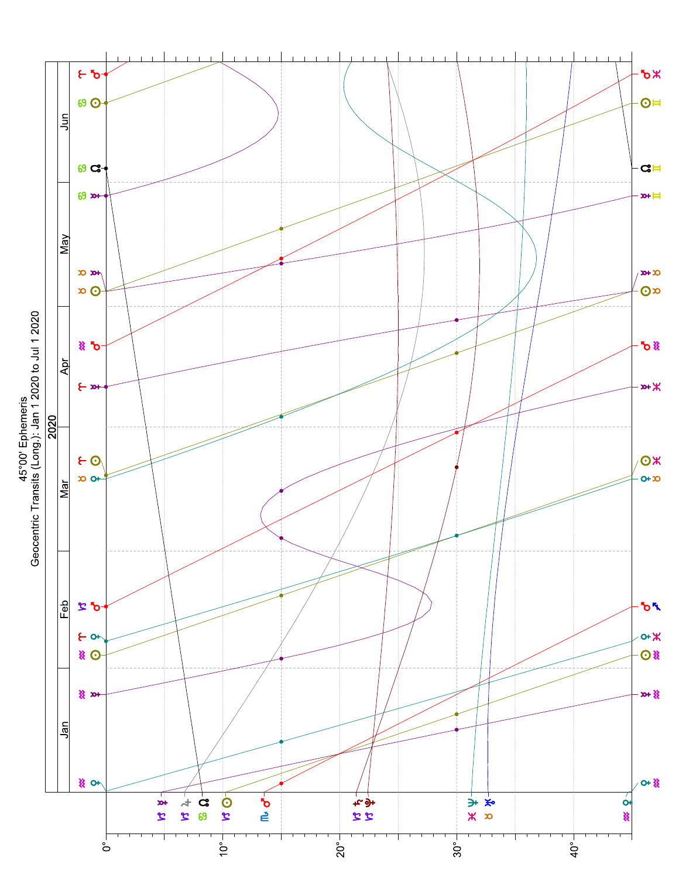# 45°00' Ephemeris

## Geocentric Transits (Long.): Jan 1 2020 to Jul 1 2020

2020

Jan | Feb | Mar | Apr | May | Jun

0° | 10° | 20° | 30° | 40°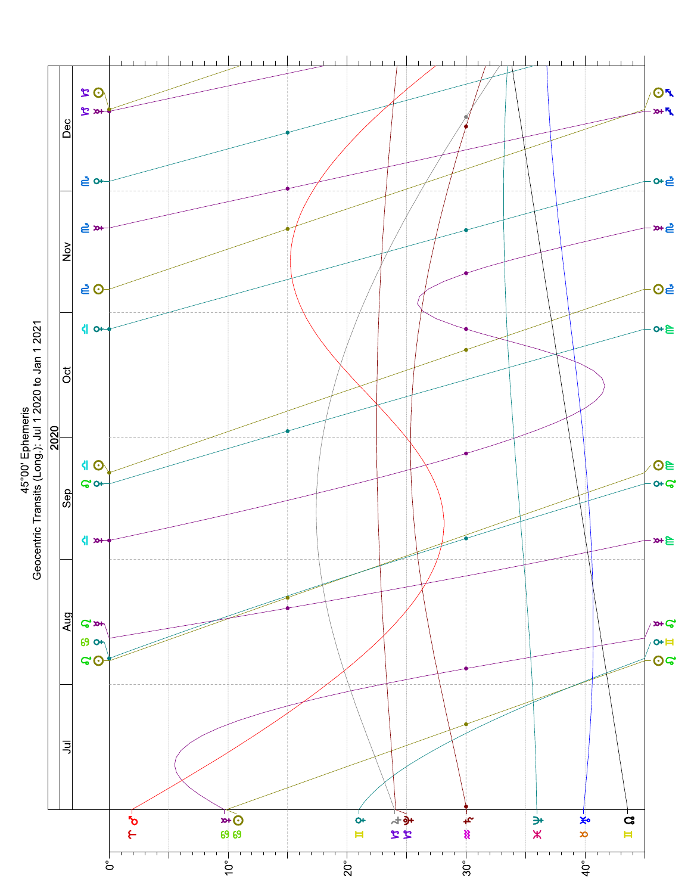# 45°00' Ephemeris

Geocentric Transits (Long.): Jul 1 2020 to Jan 1 2021

2020

Jul | Aug | Sep | Oct | Nov | Dec

0° 10° 20° 30° 40°

♈ ♂ ♋ ☿ ♋ ☉ ♊ ♀ ♑ ♃ ♑ ♇ ♒ ♄ ♓ ♆ ♉ ♅ ♊ ☊

♌ ☉ ♋ ♀ ♌ ☿ ♎ ☿ ♌ ♀ ♎ ☉ ♎ ♀ ♏ ☉ ♏ ☿ ♏ ♀ ♑ ☿ ♑ ☉

♌ ☉ ♊ ♀ ♌ ☿ ♍ ☿ ♌ ♀ ♍ ☉ ♍ ♀ ♏ ☉ ♏ ☿ ♏ ♀ ♐ ☿ ♐ ☉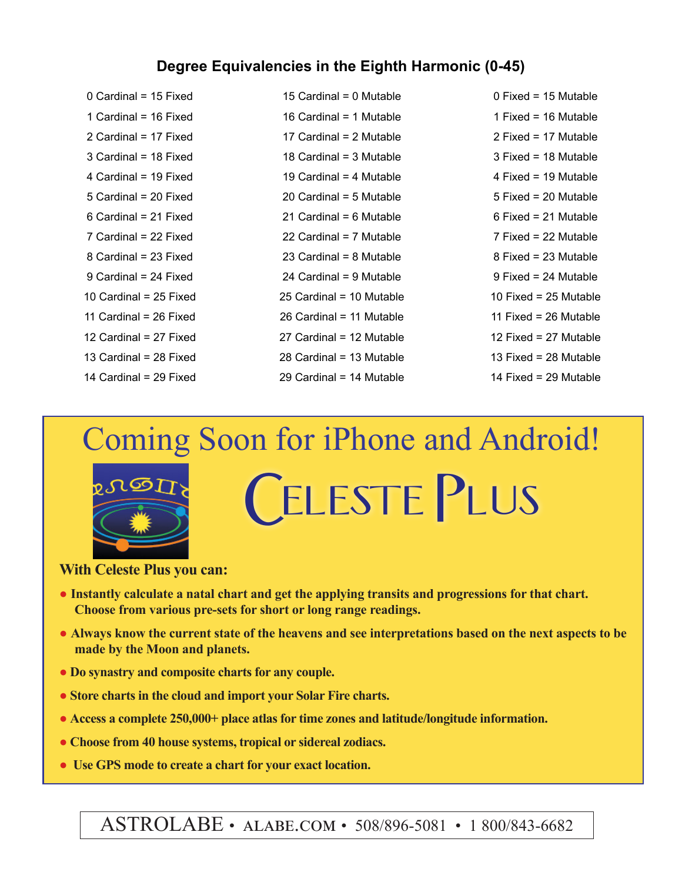## Degree Equivalencies in the Eighth Harmonic (0-45)

| | | |
|---|---|---|
| 0 Cardinal = 15 Fixed | 15 Cardinal = 0 Mutable | 0 Fixed = 15 Mutable |
| 1 Cardinal = 16 Fixed | 16 Cardinal = 1 Mutable | 1 Fixed = 16 Mutable |
| 2 Cardinal = 17 Fixed | 17 Cardinal = 2 Mutable | 2 Fixed = 17 Mutable |
| 3 Cardinal = 18 Fixed | 18 Cardinal = 3 Mutable | 3 Fixed = 18 Mutable |
| 4 Cardinal = 19 Fixed | 19 Cardinal = 4 Mutable | 4 Fixed = 19 Mutable |
| 5 Cardinal = 20 Fixed | 20 Cardinal = 5 Mutable | 5 Fixed = 20 Mutable |
| 6 Cardinal = 21 Fixed | 21 Cardinal = 6 Mutable | 6 Fixed = 21 Mutable |
| 7 Cardinal = 22 Fixed | 22 Cardinal = 7 Mutable | 7 Fixed = 22 Mutable |
| 8 Cardinal = 23 Fixed | 23 Cardinal = 8 Mutable | 8 Fixed = 23 Mutable |
| 9 Cardinal = 24 Fixed | 24 Cardinal = 9 Mutable | 9 Fixed = 24 Mutable |
| 10 Cardinal = 25 Fixed | 25 Cardinal = 10 Mutable | 10 Fixed = 25 Mutable |
| 11 Cardinal = 26 Fixed | 26 Cardinal = 11 Mutable | 11 Fixed = 26 Mutable |
| 12 Cardinal = 27 Fixed | 27 Cardinal = 12 Mutable | 12 Fixed = 27 Mutable |
| 13 Cardinal = 28 Fixed | 28 Cardinal = 13 Mutable | 13 Fixed = 28 Mutable |
| 14 Cardinal = 29 Fixed | 29 Cardinal = 14 Mutable | 14 Fixed = 29 Mutable |

# Coming Soon for iPhone and Android!

## Celeste Plus

**With Celeste Plus you can:**

- **Instantly calculate a natal chart and get the applying transits and progressions for that chart. Choose from various pre-sets for short or long range readings.**
- **Always know the current state of the heavens and see interpretations based on the next aspects to be made by the Moon and planets.**
- **Do synastry and composite charts for any couple.**
- **Store charts in the cloud and import your Solar Fire charts.**
- **Access a complete 250,000+ place atlas for time zones and latitude/longitude information.**
- **Choose from 40 house systems, tropical or sidereal zodiacs.**
- **Use GPS mode to create a chart for your exact location.**

ASTROLABE • ALABE.COM • 508/896-5081 • 1 800/843-6682